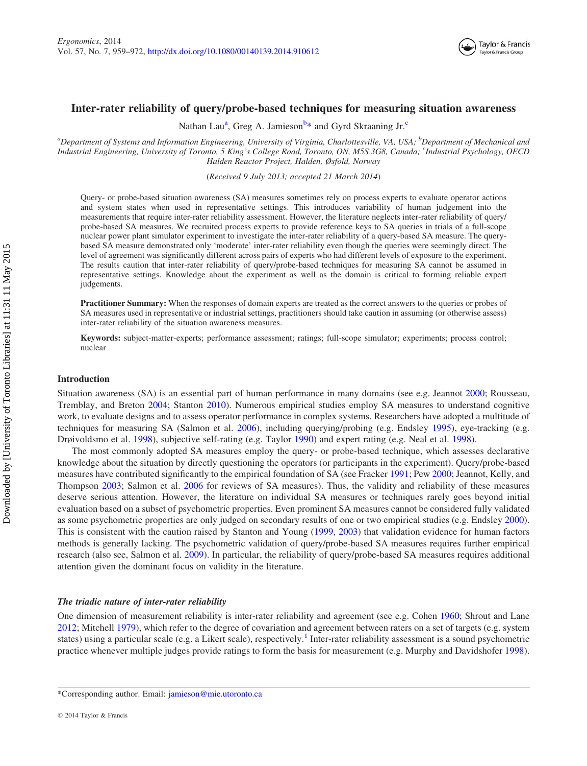# Inter-rater reliability of query/probe-based techniques for measuring situation awareness

Nathan Lau[a], Greg A. Jamieson[b]* and Gyrd Skraaning Jr.[c]

[a]*Department of Systems and Information Engineering, University of Virginia, Charlottesville, VA, USA;* [b]*Department of Mechanical and Industrial Engineering, University of Toronto, 5 King's College Road, Toronto, ON, M5S 3G8, Canada;* [c]*Industrial Psychology, OECD Halden Reactor Project, Halden, Østfold, Norway*

(*Received 9 July 2013; accepted 21 March 2014*)

Query- or probe-based situation awareness (SA) measures sometimes rely on process experts to evaluate operator actions and system states when used in representative settings. This introduces variability of human judgement into the measurements that require inter-rater reliability assessment. However, the literature neglects inter-rater reliability of query/probe-based SA measures. We recruited process experts to provide reference keys to SA queries in trials of a full-scope nuclear power plant simulator experiment to investigate the inter-rater reliability of a query-based SA measure. The query-based SA measure demonstrated only 'moderate' inter-rater reliability even though the queries were seemingly direct. The level of agreement was significantly different across pairs of experts who had different levels of exposure to the experiment. The results caution that inter-rater reliability of query/probe-based techniques for measuring SA cannot be assumed in representative settings. Knowledge about the experiment as well as the domain is critical to forming reliable expert judgements.

**Practitioner Summary:** When the responses of domain experts are treated as the correct answers to the queries or probes of SA measures used in representative or industrial settings, practitioners should take caution in assuming (or otherwise assess) inter-rater reliability of the situation awareness measures.

**Keywords:** subject-matter-experts; performance assessment; ratings; full-scope simulator; experiments; process control; nuclear

## Introduction

Situation awareness (SA) is an essential part of human performance in many domains (see e.g. Jeannot 2000; Rousseau, Tremblay, and Breton 2004; Stanton 2010). Numerous empirical studies employ SA measures to understand cognitive work, to evaluate designs and to assess operator performance in complex systems. Researchers have adopted a multitude of techniques for measuring SA (Salmon et al. 2006), including querying/probing (e.g. Endsley 1995), eye-tracking (e.g. Drøivoldsmo et al. 1998), subjective self-rating (e.g. Taylor 1990) and expert rating (e.g. Neal et al. 1998).

The most commonly adopted SA measures employ the query- or probe-based technique, which assesses declarative knowledge about the situation by directly questioning the operators (or participants in the experiment). Query/probe-based measures have contributed significantly to the empirical foundation of SA (see Fracker 1991; Pew 2000; Jeannot, Kelly, and Thompson 2003; Salmon et al. 2006 for reviews of SA measures). Thus, the validity and reliability of these measures deserve serious attention. However, the literature on individual SA measures or techniques rarely goes beyond initial evaluation based on a subset of psychometric properties. Even prominent SA measures cannot be considered fully validated as some psychometric properties are only judged on secondary results of one or two empirical studies (e.g. Endsley 2000). This is consistent with the caution raised by Stanton and Young (1999, 2003) that validation evidence for human factors methods is generally lacking. The psychometric validation of query/probe-based SA measures requires further empirical research (also see, Salmon et al. 2009). In particular, the reliability of query/probe-based SA measures requires additional attention given the dominant focus on validity in the literature.

### *The triadic nature of inter-rater reliability*

One dimension of measurement reliability is inter-rater reliability and agreement (see e.g. Cohen 1960; Shrout and Lane 2012; Mitchell 1979), which refer to the degree of covariation and agreement between raters on a set of targets (e.g. system states) using a particular scale (e.g. a Likert scale), respectively.[1] Inter-rater reliability assessment is a sound psychometric practice whenever multiple judges provide ratings to form the basis for measurement (e.g. Murphy and Davidshofer 1998).

*Corresponding author. Email: jamieson@mie.utoronto.ca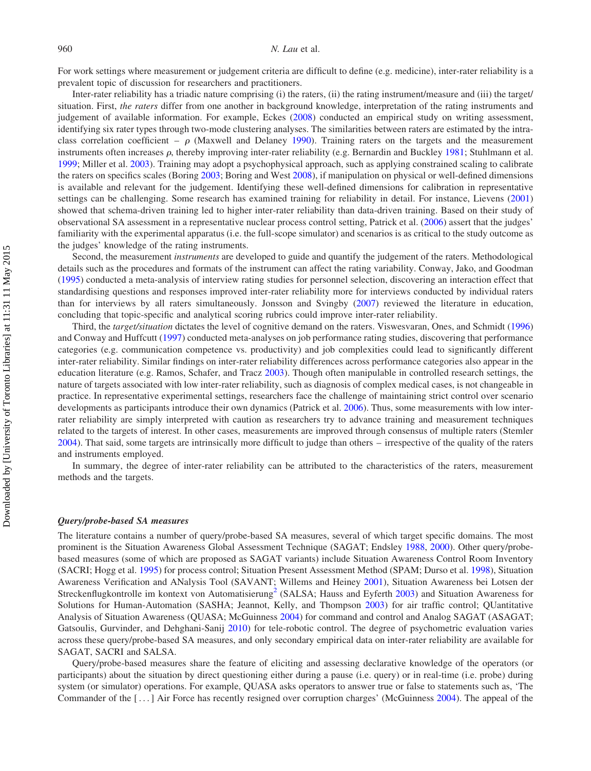For work settings where measurement or judgement criteria are difficult to define (e.g. medicine), inter-rater reliability is a prevalent topic of discussion for researchers and practitioners.

Inter-rater reliability has a triadic nature comprising (i) the raters, (ii) the rating instrument/measure and (iii) the target/situation. First, *the raters* differ from one another in background knowledge, interpretation of the rating instruments and judgement of available information. For example, Eckes (2008) conducted an empirical study on writing assessment, identifying six rater types through two-mode clustering analyses. The similarities between raters are estimated by the intra-class correlation coefficient – $\rho$ (Maxwell and Delaney 1990). Training raters on the targets and the measurement instruments often increases $\rho$, thereby improving inter-rater reliability (e.g. Bernardin and Buckley 1981; Stuhlmann et al. 1999; Miller et al. 2003). Training may adopt a psychophysical approach, such as applying constrained scaling to calibrate the raters on specifics scales (Boring 2003; Boring and West 2008), if manipulation on physical or well-defined dimensions is available and relevant for the judgement. Identifying these well-defined dimensions for calibration in representative settings can be challenging. Some research has examined training for reliability in detail. For instance, Lievens (2001) showed that schema-driven training led to higher inter-rater reliability than data-driven training. Based on their study of observational SA assessment in a representative nuclear process control setting, Patrick et al. (2006) assert that the judges' familiarity with the experimental apparatus (i.e. the full-scope simulator) and scenarios is as critical to the study outcome as the judges' knowledge of the rating instruments.

Second, the measurement *instruments* are developed to guide and quantify the judgement of the raters. Methodological details such as the procedures and formats of the instrument can affect the rating variability. Conway, Jako, and Goodman (1995) conducted a meta-analysis of interview rating studies for personnel selection, discovering an interaction effect that standardising questions and responses improved inter-rater reliability more for interviews conducted by individual raters than for interviews by all raters simultaneously. Jonsson and Svingby (2007) reviewed the literature in education, concluding that topic-specific and analytical scoring rubrics could improve inter-rater reliability.

Third, the *target/situation* dictates the level of cognitive demand on the raters. Viswesvaran, Ones, and Schmidt (1996) and Conway and Huffcutt (1997) conducted meta-analyses on job performance rating studies, discovering that performance categories (e.g. communication competence vs. productivity) and job complexities could lead to significantly different inter-rater reliability. Similar findings on inter-rater reliability differences across performance categories also appear in the education literature (e.g. Ramos, Schafer, and Tracz 2003). Though often manipulable in controlled research settings, the nature of targets associated with low inter-rater reliability, such as diagnosis of complex medical cases, is not changeable in practice. In representative experimental settings, researchers face the challenge of maintaining strict control over scenario developments as participants introduce their own dynamics (Patrick et al. 2006). Thus, some measurements with low inter-rater reliability are simply interpreted with caution as researchers try to advance training and measurement techniques related to the targets of interest. In other cases, measurements are improved through consensus of multiple raters (Stemler 2004). That said, some targets are intrinsically more difficult to judge than others – irrespective of the quality of the raters and instruments employed.

In summary, the degree of inter-rater reliability can be attributed to the characteristics of the raters, measurement methods and the targets.

### *Query/probe-based SA measures*

The literature contains a number of query/probe-based SA measures, several of which target specific domains. The most prominent is the Situation Awareness Global Assessment Technique (SAGAT; Endsley 1988, 2000). Other query/probe-based measures (some of which are proposed as SAGAT variants) include Situation Awareness Control Room Inventory (SACRI; Hogg et al. 1995) for process control; Situation Present Assessment Method (SPAM; Durso et al. 1998), Situation Awareness Verification and ANalysis Tool (SAVANT; Willems and Heiney 2001), Situation Awareness bei Lotsen der Streckenflugkontrolle im kontext von Automatisierung[2] (SALSA; Hauss and Eyferth 2003) and Situation Awareness for Solutions for Human-Automation (SASHA; Jeannot, Kelly, and Thompson 2003) for air traffic control; QUantitative Analysis of Situation Awareness (QUASA; McGuinness 2004) for command and control and Analog SAGAT (ASAGAT; Gatsoulis, Gurvinder, and Dehghani-Sanij 2010) for tele-robotic control. The degree of psychometric evaluation varies across these query/probe-based SA measures, and only secondary empirical data on inter-rater reliability are available for SAGAT, SACRI and SALSA.

Query/probe-based measures share the feature of eliciting and assessing declarative knowledge of the operators (or participants) about the situation by direct questioning either during a pause (i.e. query) or in real-time (i.e. probe) during system (or simulator) operations. For example, QUASA asks operators to answer true or false to statements such as, 'The Commander of the [ ... ] Air Force has recently resigned over corruption charges' (McGuinness 2004). The appeal of the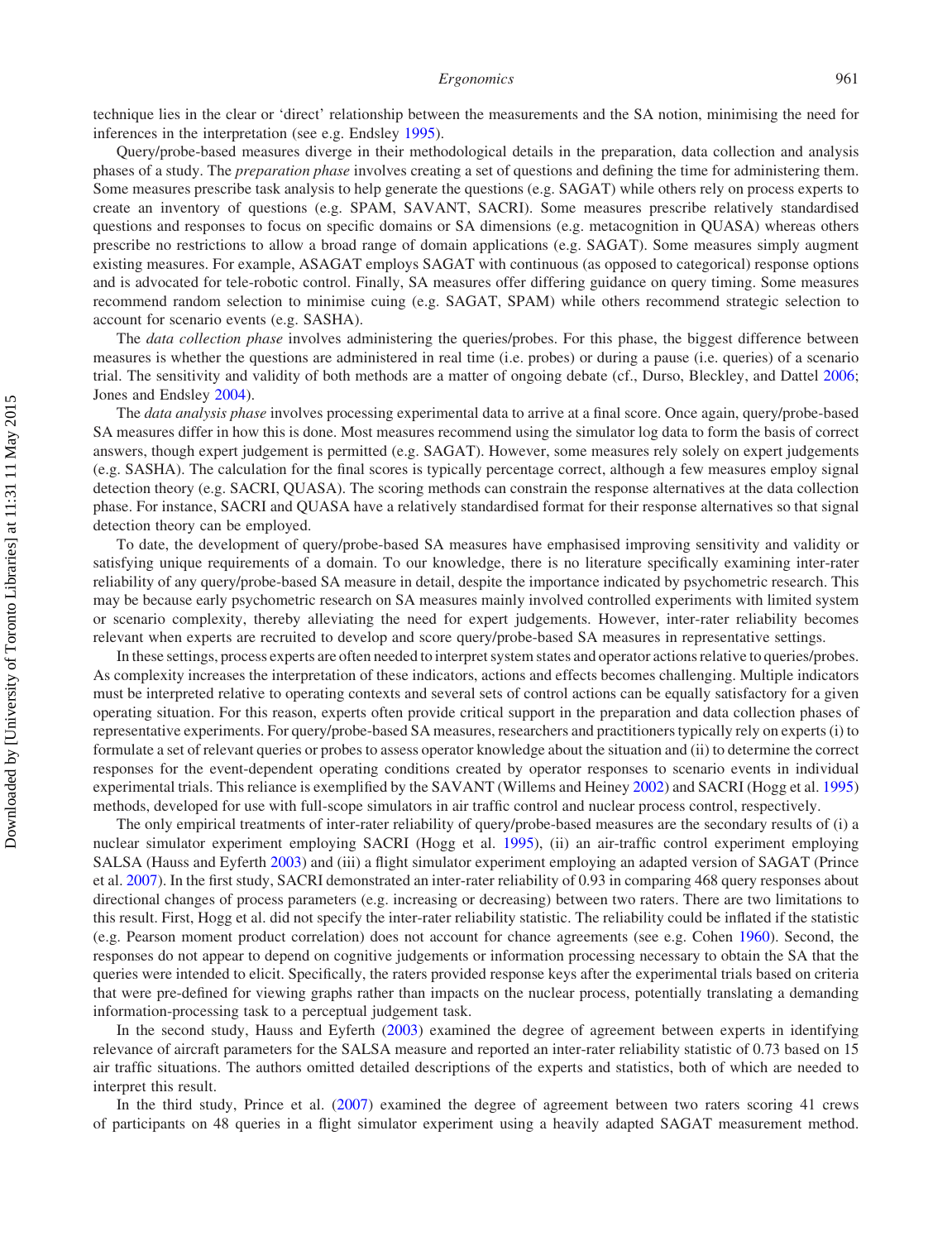technique lies in the clear or 'direct' relationship between the measurements and the SA notion, minimising the need for inferences in the interpretation (see e.g. Endsley 1995).

Query/probe-based measures diverge in their methodological details in the preparation, data collection and analysis phases of a study. The *preparation phase* involves creating a set of questions and defining the time for administering them. Some measures prescribe task analysis to help generate the questions (e.g. SAGAT) while others rely on process experts to create an inventory of questions (e.g. SPAM, SAVANT, SACRI). Some measures prescribe relatively standardised questions and responses to focus on specific domains or SA dimensions (e.g. metacognition in QUASA) whereas others prescribe no restrictions to allow a broad range of domain applications (e.g. SAGAT). Some measures simply augment existing measures. For example, ASAGAT employs SAGAT with continuous (as opposed to categorical) response options and is advocated for tele-robotic control. Finally, SA measures offer differing guidance on query timing. Some measures recommend random selection to minimise cuing (e.g. SAGAT, SPAM) while others recommend strategic selection to account for scenario events (e.g. SASHA).

The *data collection phase* involves administering the queries/probes. For this phase, the biggest difference between measures is whether the questions are administered in real time (i.e. probes) or during a pause (i.e. queries) of a scenario trial. The sensitivity and validity of both methods are a matter of ongoing debate (cf., Durso, Bleckley, and Dattel 2006; Jones and Endsley 2004).

The *data analysis phase* involves processing experimental data to arrive at a final score. Once again, query/probe-based SA measures differ in how this is done. Most measures recommend using the simulator log data to form the basis of correct answers, though expert judgement is permitted (e.g. SAGAT). However, some measures rely solely on expert judgements (e.g. SASHA). The calculation for the final scores is typically percentage correct, although a few measures employ signal detection theory (e.g. SACRI, QUASA). The scoring methods can constrain the response alternatives at the data collection phase. For instance, SACRI and QUASA have a relatively standardised format for their response alternatives so that signal detection theory can be employed.

To date, the development of query/probe-based SA measures have emphasised improving sensitivity and validity or satisfying unique requirements of a domain. To our knowledge, there is no literature specifically examining inter-rater reliability of any query/probe-based SA measure in detail, despite the importance indicated by psychometric research. This may be because early psychometric research on SA measures mainly involved controlled experiments with limited system or scenario complexity, thereby alleviating the need for expert judgements. However, inter-rater reliability becomes relevant when experts are recruited to develop and score query/probe-based SA measures in representative settings.

In these settings, process experts are often needed to interpret system states and operator actions relative to queries/probes. As complexity increases the interpretation of these indicators, actions and effects becomes challenging. Multiple indicators must be interpreted relative to operating contexts and several sets of control actions can be equally satisfactory for a given operating situation. For this reason, experts often provide critical support in the preparation and data collection phases of representative experiments. For query/probe-based SA measures, researchers and practitioners typically rely on experts (i) to formulate a set of relevant queries or probes to assess operator knowledge about the situation and (ii) to determine the correct responses for the event-dependent operating conditions created by operator responses to scenario events in individual experimental trials. This reliance is exemplified by the SAVANT (Willems and Heiney 2002) and SACRI (Hogg et al. 1995) methods, developed for use with full-scope simulators in air traffic control and nuclear process control, respectively.

The only empirical treatments of inter-rater reliability of query/probe-based measures are the secondary results of (i) a nuclear simulator experiment employing SACRI (Hogg et al. 1995), (ii) an air-traffic control experiment employing SALSA (Hauss and Eyferth 2003) and (iii) a flight simulator experiment employing an adapted version of SAGAT (Prince et al. 2007). In the first study, SACRI demonstrated an inter-rater reliability of 0.93 in comparing 468 query responses about directional changes of process parameters (e.g. increasing or decreasing) between two raters. There are two limitations to this result. First, Hogg et al. did not specify the inter-rater reliability statistic. The reliability could be inflated if the statistic (e.g. Pearson moment product correlation) does not account for chance agreements (see e.g. Cohen 1960). Second, the responses do not appear to depend on cognitive judgements or information processing necessary to obtain the SA that the queries were intended to elicit. Specifically, the raters provided response keys after the experimental trials based on criteria that were pre-defined for viewing graphs rather than impacts on the nuclear process, potentially translating a demanding information-processing task to a perceptual judgement task.

In the second study, Hauss and Eyferth (2003) examined the degree of agreement between experts in identifying relevance of aircraft parameters for the SALSA measure and reported an inter-rater reliability statistic of 0.73 based on 15 air traffic situations. The authors omitted detailed descriptions of the experts and statistics, both of which are needed to interpret this result.

In the third study, Prince et al. (2007) examined the degree of agreement between two raters scoring 41 crews of participants on 48 queries in a flight simulator experiment using a heavily adapted SAGAT measurement method.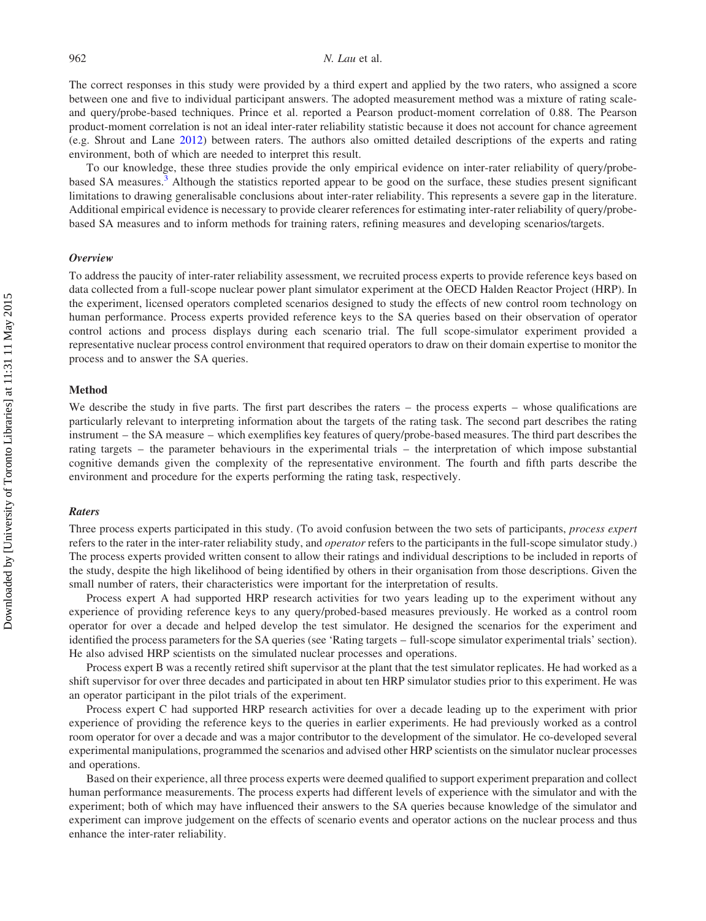The correct responses in this study were provided by a third expert and applied by the two raters, who assigned a score between one and five to individual participant answers. The adopted measurement method was a mixture of rating scale- and query/probe-based techniques. Prince et al. reported a Pearson product-moment correlation of 0.88. The Pearson product-moment correlation is not an ideal inter-rater reliability statistic because it does not account for chance agreement (e.g. Shrout and Lane 2012) between raters. The authors also omitted detailed descriptions of the experts and rating environment, both of which are needed to interpret this result.

To our knowledge, these three studies provide the only empirical evidence on inter-rater reliability of query/probe-based SA measures.[3] Although the statistics reported appear to be good on the surface, these studies present significant limitations to drawing generalisable conclusions about inter-rater reliability. This represents a severe gap in the literature. Additional empirical evidence is necessary to provide clearer references for estimating inter-rater reliability of query/probe-based SA measures and to inform methods for training raters, refining measures and developing scenarios/targets.

### *Overview*

To address the paucity of inter-rater reliability assessment, we recruited process experts to provide reference keys based on data collected from a full-scope nuclear power plant simulator experiment at the OECD Halden Reactor Project (HRP). In the experiment, licensed operators completed scenarios designed to study the effects of new control room technology on human performance. Process experts provided reference keys to the SA queries based on their observation of operator control actions and process displays during each scenario trial. The full scope-simulator experiment provided a representative nuclear process control environment that required operators to draw on their domain expertise to monitor the process and to answer the SA queries.

## Method

We describe the study in five parts. The first part describes the raters – the process experts – whose qualifications are particularly relevant to interpreting information about the targets of the rating task. The second part describes the rating instrument – the SA measure – which exemplifies key features of query/probe-based measures. The third part describes the rating targets – the parameter behaviours in the experimental trials – the interpretation of which impose substantial cognitive demands given the complexity of the representative environment. The fourth and fifth parts describe the environment and procedure for the experts performing the rating task, respectively.

### *Raters*

Three process experts participated in this study. (To avoid confusion between the two sets of participants, *process expert* refers to the rater in the inter-rater reliability study, and *operator* refers to the participants in the full-scope simulator study.) The process experts provided written consent to allow their ratings and individual descriptions to be included in reports of the study, despite the high likelihood of being identified by others in their organisation from those descriptions. Given the small number of raters, their characteristics were important for the interpretation of results.

Process expert A had supported HRP research activities for two years leading up to the experiment without any experience of providing reference keys to any query/probed-based measures previously. He worked as a control room operator for over a decade and helped develop the test simulator. He designed the scenarios for the experiment and identified the process parameters for the SA queries (see 'Rating targets – full-scope simulator experimental trials' section). He also advised HRP scientists on the simulated nuclear processes and operations.

Process expert B was a recently retired shift supervisor at the plant that the test simulator replicates. He had worked as a shift supervisor for over three decades and participated in about ten HRP simulator studies prior to this experiment. He was an operator participant in the pilot trials of the experiment.

Process expert C had supported HRP research activities for over a decade leading up to the experiment with prior experience of providing the reference keys to the queries in earlier experiments. He had previously worked as a control room operator for over a decade and was a major contributor to the development of the simulator. He co-developed several experimental manipulations, programmed the scenarios and advised other HRP scientists on the simulator nuclear processes and operations.

Based on their experience, all three process experts were deemed qualified to support experiment preparation and collect human performance measurements. The process experts had different levels of experience with the simulator and with the experiment; both of which may have influenced their answers to the SA queries because knowledge of the simulator and experiment can improve judgement on the effects of scenario events and operator actions on the nuclear process and thus enhance the inter-rater reliability.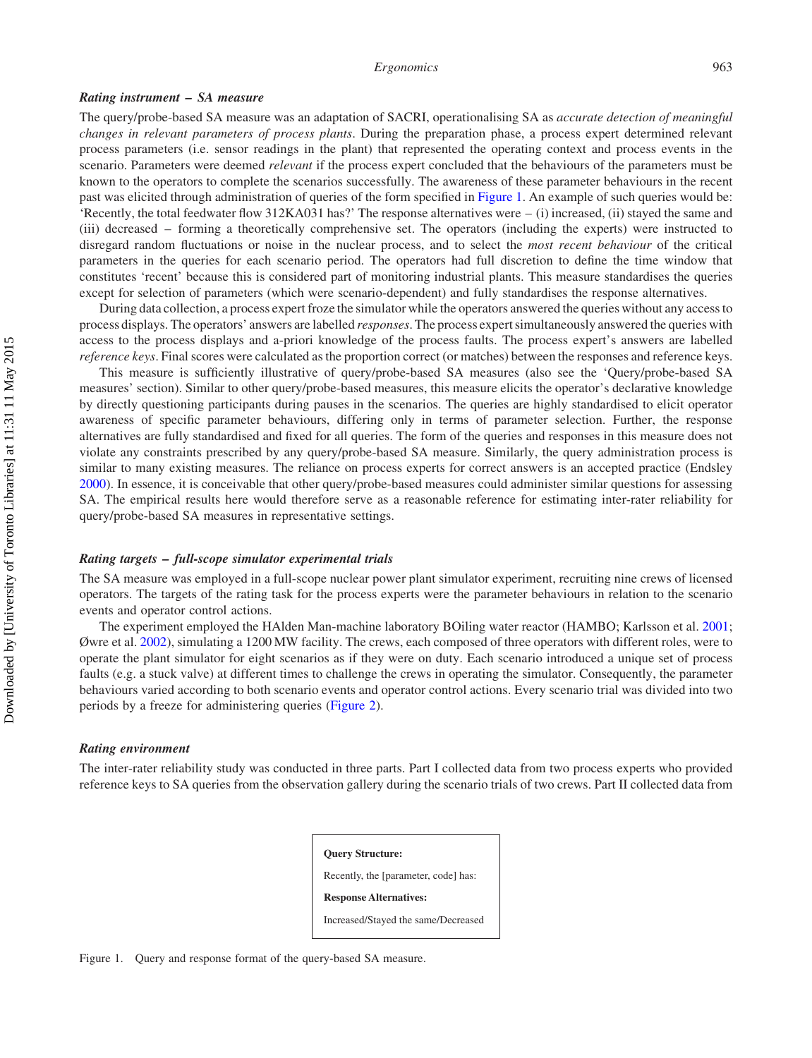### *Rating instrument – SA measure*

The query/probe-based SA measure was an adaptation of SACRI, operationalising SA as *accurate detection of meaningful changes in relevant parameters of process plants*. During the preparation phase, a process expert determined relevant process parameters (i.e. sensor readings in the plant) that represented the operating context and process events in the scenario. Parameters were deemed *relevant* if the process expert concluded that the behaviours of the parameters must be known to the operators to complete the scenarios successfully. The awareness of these parameter behaviours in the recent past was elicited through administration of queries of the form specified in Figure 1. An example of such queries would be: 'Recently, the total feedwater flow 312KA031 has?' The response alternatives were – (i) increased, (ii) stayed the same and (iii) decreased – forming a theoretically comprehensive set. The operators (including the experts) were instructed to disregard random fluctuations or noise in the nuclear process, and to select the *most recent behaviour* of the critical parameters in the queries for each scenario period. The operators had full discretion to define the time window that constitutes 'recent' because this is considered part of monitoring industrial plants. This measure standardises the queries except for selection of parameters (which were scenario-dependent) and fully standardises the response alternatives.

During data collection, a process expert froze the simulator while the operators answered the queries without any access to process displays. The operators' answers are labelled *responses*. The process expert simultaneously answered the queries with access to the process displays and a-priori knowledge of the process faults. The process expert's answers are labelled *reference keys*. Final scores were calculated as the proportion correct (or matches) between the responses and reference keys.

This measure is sufficiently illustrative of query/probe-based SA measures (also see the 'Query/probe-based SA measures' section). Similar to other query/probe-based measures, this measure elicits the operator's declarative knowledge by directly questioning participants during pauses in the scenarios. The queries are highly standardised to elicit operator awareness of specific parameter behaviours, differing only in terms of parameter selection. Further, the response alternatives are fully standardised and fixed for all queries. The form of the queries and responses in this measure does not violate any constraints prescribed by any query/probe-based SA measure. Similarly, the query administration process is similar to many existing measures. The reliance on process experts for correct answers is an accepted practice (Endsley 2000). In essence, it is conceivable that other query/probe-based measures could administer similar questions for assessing SA. The empirical results here would therefore serve as a reasonable reference for estimating inter-rater reliability for query/probe-based SA measures in representative settings.

### *Rating targets – full-scope simulator experimental trials*

The SA measure was employed in a full-scope nuclear power plant simulator experiment, recruiting nine crews of licensed operators. The targets of the rating task for the process experts were the parameter behaviours in relation to the scenario events and operator control actions.

The experiment employed the HAlden Man-machine laboratory BOiling water reactor (HAMBO; Karlsson et al. 2001; Øwre et al. 2002), simulating a 1200 MW facility. The crews, each composed of three operators with different roles, were to operate the plant simulator for eight scenarios as if they were on duty. Each scenario introduced a unique set of process faults (e.g. a stuck valve) at different times to challenge the crews in operating the simulator. Consequently, the parameter behaviours varied according to both scenario events and operator control actions. Every scenario trial was divided into two periods by a freeze for administering queries (Figure 2).

### *Rating environment*

The inter-rater reliability study was conducted in three parts. Part I collected data from two process experts who provided reference keys to SA queries from the observation gallery during the scenario trials of two crews. Part II collected data from

**Query Structure:**

Recently, the [parameter, code] has:

**Response Alternatives:**

Increased/Stayed the same/Decreased

Figure 1. Query and response format of the query-based SA measure.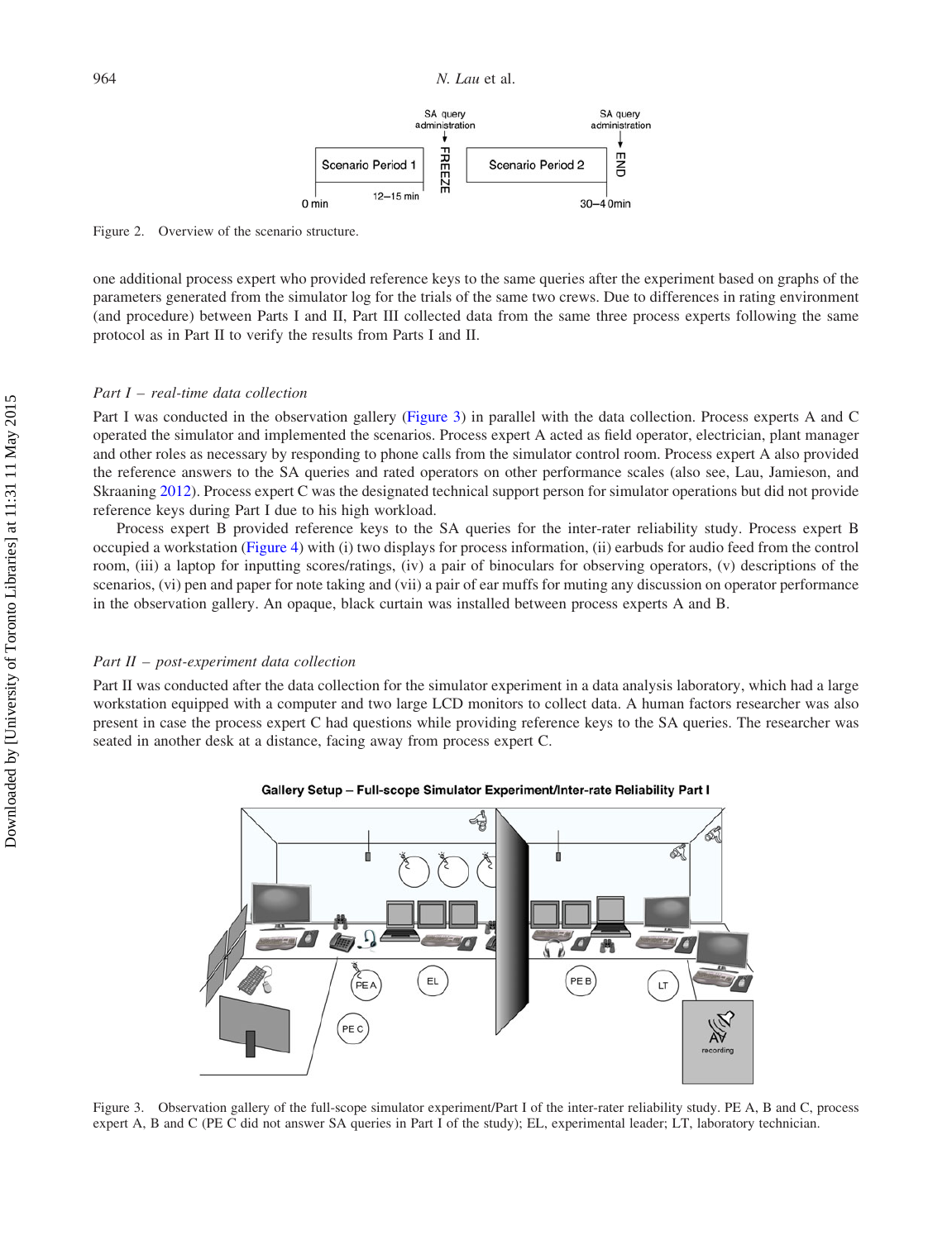SA query administration

SA query administration

Scenario Period 1

FREEZE

Scenario Period 2

END

0 min

12–15 min

30–40min

Figure 2. Overview of the scenario structure.

one additional process expert who provided reference keys to the same queries after the experiment based on graphs of the parameters generated from the simulator log for the trials of the same two crews. Due to differences in rating environment (and procedure) between Parts I and II, Part III collected data from the same three process experts following the same protocol as in Part II to verify the results from Parts I and II.

### *Part I – real-time data collection*

Part I was conducted in the observation gallery (Figure 3) in parallel with the data collection. Process experts A and C operated the simulator and implemented the scenarios. Process expert A acted as field operator, electrician, plant manager and other roles as necessary by responding to phone calls from the simulator control room. Process expert A also provided the reference answers to the SA queries and rated operators on other performance scales (also see, Lau, Jamieson, and Skraaning 2012). Process expert C was the designated technical support person for simulator operations but did not provide reference keys during Part I due to his high workload.

Process expert B provided reference keys to the SA queries for the inter-rater reliability study. Process expert B occupied a workstation (Figure 4) with (i) two displays for process information, (ii) earbuds for audio feed from the control room, (iii) a laptop for inputting scores/ratings, (iv) a pair of binoculars for observing operators, (v) descriptions of the scenarios, (vi) pen and paper for note taking and (vii) a pair of ear muffs for muting any discussion on operator performance in the observation gallery. An opaque, black curtain was installed between process experts A and B.

### *Part II – post-experiment data collection*

Part II was conducted after the data collection for the simulator experiment in a data analysis laboratory, which had a large workstation equipped with a computer and two large LCD monitors to collect data. A human factors researcher was also present in case the process expert C had questions while providing reference keys to the SA queries. The researcher was seated in another desk at a distance, facing away from process expert C.

Gallery Setup – Full-scope Simulator Experiment/Inter-rate Reliability Part I

PE A

EL

PE C

PE B

LT

recording

Figure 3. Observation gallery of the full-scope simulator experiment/Part I of the inter-rater reliability study. PE A, B and C, process expert A, B and C (PE C did not answer SA queries in Part I of the study); EL, experimental leader; LT, laboratory technician.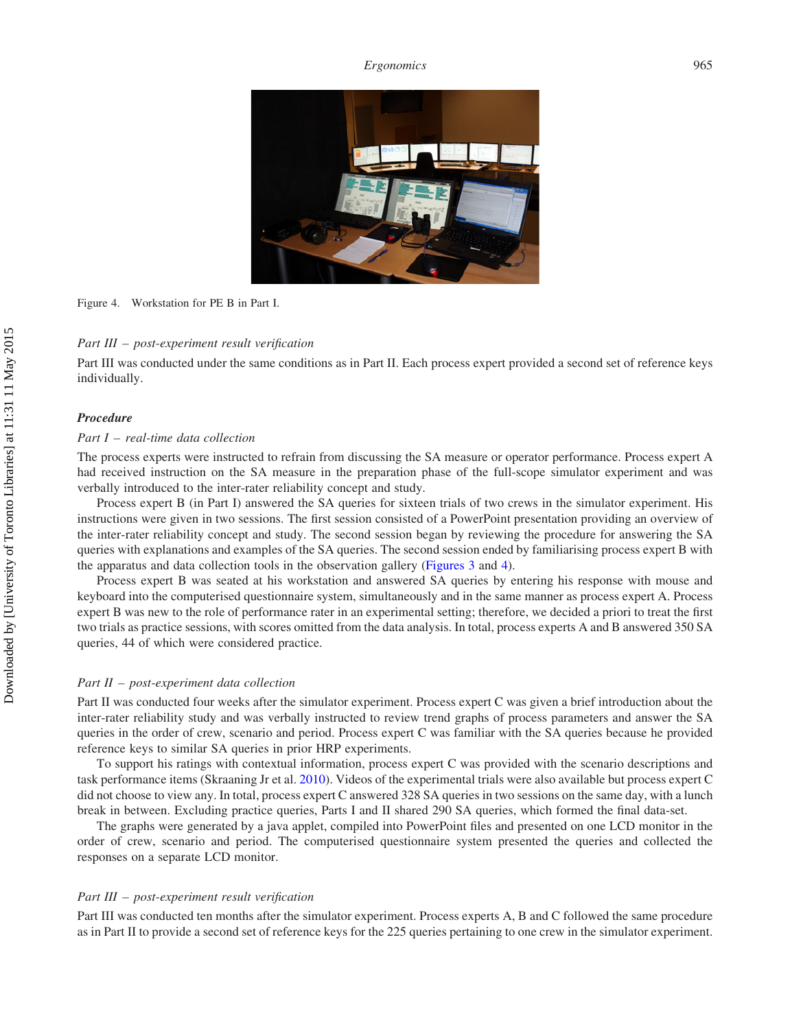Figure 4. Workstation for PE B in Part I.

*Part III – post-experiment result verification*

Part III was conducted under the same conditions as in Part II. Each process expert provided a second set of reference keys individually.

### Procedure

*Part I – real-time data collection*

The process experts were instructed to refrain from discussing the SA measure or operator performance. Process expert A had received instruction on the SA measure in the preparation phase of the full-scope simulator experiment and was verbally introduced to the inter-rater reliability concept and study.

Process expert B (in Part I) answered the SA queries for sixteen trials of two crews in the simulator experiment. His instructions were given in two sessions. The first session consisted of a PowerPoint presentation providing an overview of the inter-rater reliability concept and study. The second session began by reviewing the procedure for answering the SA queries with explanations and examples of the SA queries. The second session ended by familiarising process expert B with the apparatus and data collection tools in the observation gallery (Figures 3 and 4).

Process expert B was seated at his workstation and answered SA queries by entering his response with mouse and keyboard into the computerised questionnaire system, simultaneously and in the same manner as process expert A. Process expert B was new to the role of performance rater in an experimental setting; therefore, we decided a priori to treat the first two trials as practice sessions, with scores omitted from the data analysis. In total, process experts A and B answered 350 SA queries, 44 of which were considered practice.

*Part II – post-experiment data collection*

Part II was conducted four weeks after the simulator experiment. Process expert C was given a brief introduction about the inter-rater reliability study and was verbally instructed to review trend graphs of process parameters and answer the SA queries in the order of crew, scenario and period. Process expert C was familiar with the SA queries because he provided reference keys to similar SA queries in prior HRP experiments.

To support his ratings with contextual information, process expert C was provided with the scenario descriptions and task performance items (Skraaning Jr et al. 2010). Videos of the experimental trials were also available but process expert C did not choose to view any. In total, process expert C answered 328 SA queries in two sessions on the same day, with a lunch break in between. Excluding practice queries, Parts I and II shared 290 SA queries, which formed the final data-set.

The graphs were generated by a java applet, compiled into PowerPoint files and presented on one LCD monitor in the order of crew, scenario and period. The computerised questionnaire system presented the queries and collected the responses on a separate LCD monitor.

*Part III – post-experiment result verification*

Part III was conducted ten months after the simulator experiment. Process experts A, B and C followed the same procedure as in Part II to provide a second set of reference keys for the 225 queries pertaining to one crew in the simulator experiment.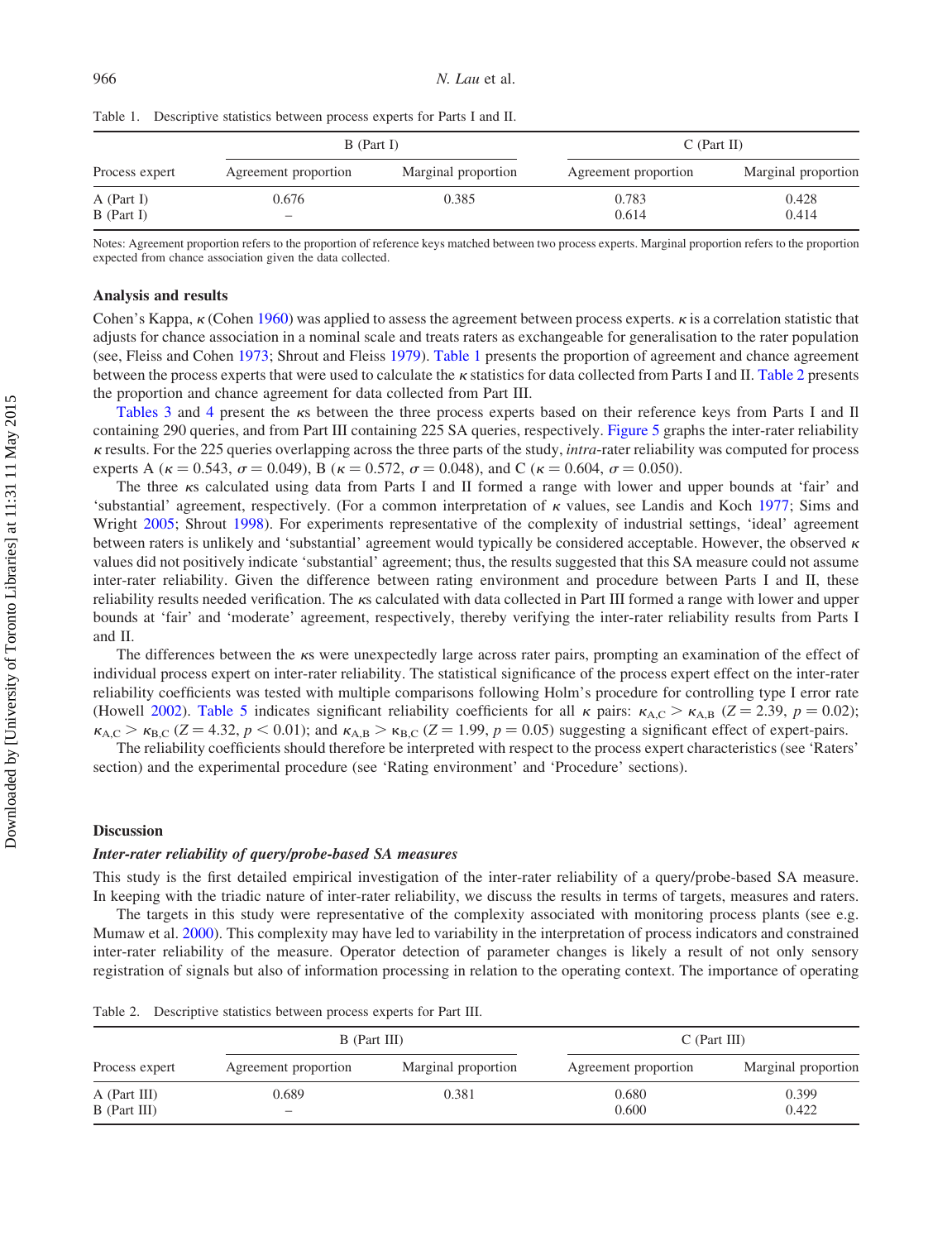Table 1. Descriptive statistics between process experts for Parts I and II.

| Process expert | B (Part I) | | C (Part II) | |
|---|---|---|---|---|
| | Agreement proportion | Marginal proportion | Agreement proportion | Marginal proportion |
| A (Part I) | 0.676 | 0.385 | 0.783 | 0.428 |
| B (Part I) | – | | 0.614 | 0.414 |

Notes: Agreement proportion refers to the proportion of reference keys matched between two process experts. Marginal proportion refers to the proportion expected from chance association given the data collected.

### Analysis and results

Cohen's Kappa, $\kappa$ (Cohen 1960) was applied to assess the agreement between process experts. $\kappa$ is a correlation statistic that adjusts for chance association in a nominal scale and treats raters as exchangeable for generalisation to the rater population (see, Fleiss and Cohen 1973; Shrout and Fleiss 1979). Table 1 presents the proportion of agreement and chance agreement between the process experts that were used to calculate the $\kappa$ statistics for data collected from Parts I and II. Table 2 presents the proportion and chance agreement for data collected from Part III.

Tables 3 and 4 present the $\kappa$s between the three process experts based on their reference keys from Parts I and II containing 290 queries, and from Part III containing 225 SA queries, respectively. Figure 5 graphs the inter-rater reliability $\kappa$ results. For the 225 queries overlapping across the three parts of the study, *intra*-rater reliability was computed for process experts A ($\kappa = 0.543$, $\sigma = 0.049$), B ($\kappa = 0.572$, $\sigma = 0.048$), and C ($\kappa = 0.604$, $\sigma = 0.050$).

The three $\kappa$s calculated using data from Parts I and II formed a range with lower and upper bounds at 'fair' and 'substantial' agreement, respectively. (For a common interpretation of $\kappa$ values, see Landis and Koch 1977; Sims and Wright 2005; Shrout 1998). For experiments representative of the complexity of industrial settings, 'ideal' agreement between raters is unlikely and 'substantial' agreement would typically be considered acceptable. However, the observed $\kappa$ values did not positively indicate 'substantial' agreement; thus, the results suggested that this SA measure could not assume inter-rater reliability. Given the difference between rating environment and procedure between Parts I and II, these reliability results needed verification. The $\kappa$s calculated with data collected in Part III formed a range with lower and upper bounds at 'fair' and 'moderate' agreement, respectively, thereby verifying the inter-rater reliability results from Parts I and II.

The differences between the $\kappa$s were unexpectedly large across rater pairs, prompting an examination of the effect of individual process expert on inter-rater reliability. The statistical significance of the process expert effect on the inter-rater reliability coefficients was tested with multiple comparisons following Holm's procedure for controlling type I error rate (Howell 2002). Table 5 indicates significant reliability coefficients for all $\kappa$ pairs: $\kappa_{A,C} > \kappa_{A,B}$ ($Z = 2.39$, $p = 0.02$); $\kappa_{A,C} > \kappa_{B,C}$ ($Z = 4.32$, $p < 0.01$); and $\kappa_{A,B} > \kappa_{B,C}$ ($Z = 1.99$, $p = 0.05$) suggesting a significant effect of expert-pairs.

The reliability coefficients should therefore be interpreted with respect to the process expert characteristics (see 'Raters' section) and the experimental procedure (see 'Rating environment' and 'Procedure' sections).

### Discussion

#### *Inter-rater reliability of query/probe-based SA measures*

This study is the first detailed empirical investigation of the inter-rater reliability of a query/probe-based SA measure. In keeping with the triadic nature of inter-rater reliability, we discuss the results in terms of targets, measures and raters.

The targets in this study were representative of the complexity associated with monitoring process plants (see e.g. Mumaw et al. 2000). This complexity may have led to variability in the interpretation of process indicators and constrained inter-rater reliability of the measure. Operator detection of parameter changes is likely a result of not only sensory registration of signals but also of information processing in relation to the operating context. The importance of operating

Table 2. Descriptive statistics between process experts for Part III.

| Process expert | B (Part III) | | C (Part III) | |
|---|---|---|---|---|
| | Agreement proportion | Marginal proportion | Agreement proportion | Marginal proportion |
| A (Part III) | 0.689 | 0.381 | 0.680 | 0.399 |
| B (Part III) | – | | 0.600 | 0.422 |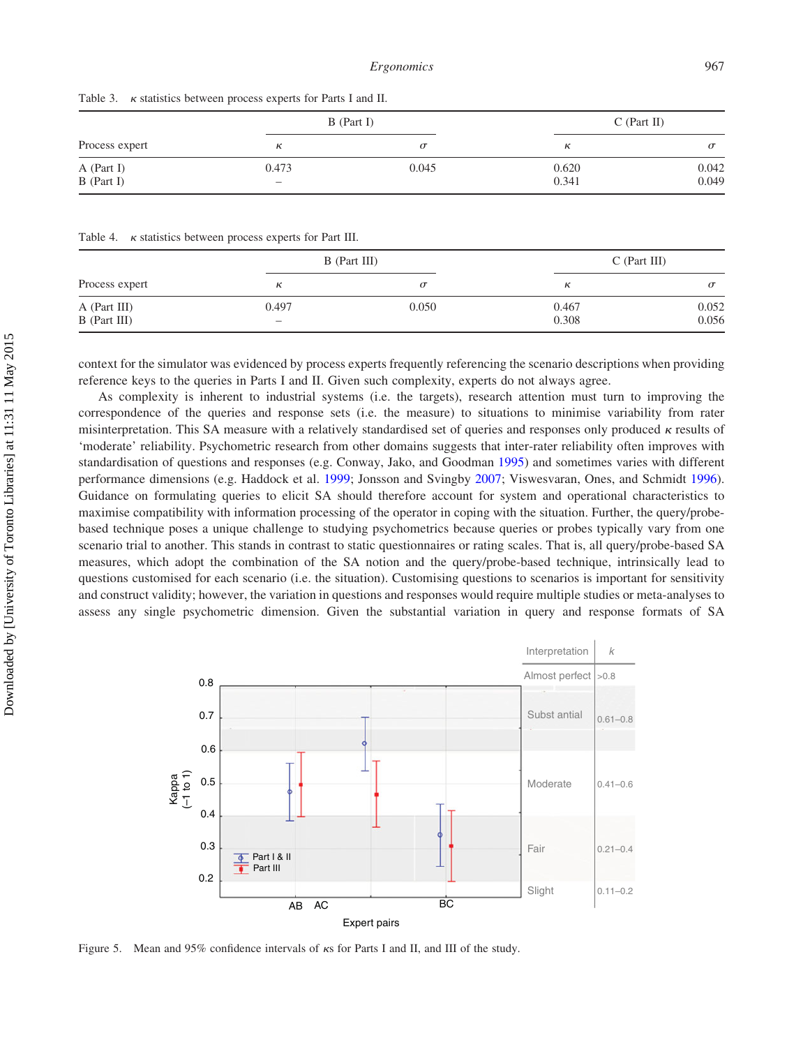Table 3. $\kappa$ statistics between process experts for Parts I and II.

| Process expert | B (Part I) | | C (Part II) | |
|---|---|---|---|---|
| | $\kappa$ | $\sigma$ | $\kappa$ | $\sigma$ |
| A (Part I) | 0.473 | 0.045 | 0.620 | 0.042 |
| B (Part I) | – | | 0.341 | 0.049 |

Table 4. $\kappa$ statistics between process experts for Part III.

| Process expert | B (Part III) | | C (Part III) | |
|---|---|---|---|---|
| | $\kappa$ | $\sigma$ | $\kappa$ | $\sigma$ |
| A (Part III) | 0.497 | 0.050 | 0.467 | 0.052 |
| B (Part III) | – | | 0.308 | 0.056 |

context for the simulator was evidenced by process experts frequently referencing the scenario descriptions when providing reference keys to the queries in Parts I and II. Given such complexity, experts do not always agree.

As complexity is inherent to industrial systems (i.e. the targets), research attention must turn to improving the correspondence of the queries and response sets (i.e. the measure) to situations to minimise variability from rater misinterpretation. This SA measure with a relatively standardised set of queries and responses only produced $\kappa$ results of 'moderate' reliability. Psychometric research from other domains suggests that inter-rater reliability often improves with standardisation of questions and responses (e.g. Conway, Jako, and Goodman 1995) and sometimes varies with different performance dimensions (e.g. Haddock et al. 1999; Jonsson and Svingby 2007; Viswesvaran, Ones, and Schmidt 1996). Guidance on formulating queries to elicit SA should therefore account for system and operational characteristics to maximise compatibility with information processing of the operator in coping with the situation. Further, the query/probe-based technique poses a unique challenge to studying psychometrics because queries or probes typically vary from one scenario trial to another. This stands in contrast to static questionnaires or rating scales. That is, all query/probe-based SA measures, which adopt the combination of the SA notion and the query/probe-based technique, intrinsically lead to questions customised for each scenario (i.e. the situation). Customising questions to scenarios is important for sensitivity and construct validity; however, the variation in questions and responses would require multiple studies or meta-analyses to assess any single psychometric dimension. Given the substantial variation in query and response formats of SA

Figure 5. Mean and 95% confidence intervals of $\kappa$s for Parts I and II, and III of the study.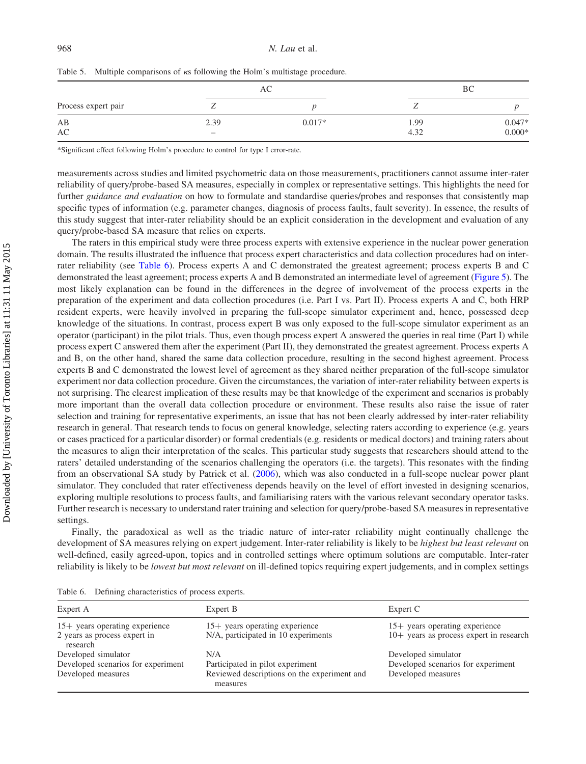Table 5. Multiple comparisons of κs following the Holm's multistage procedure.

| Process expert pair | AC | | BC | |
|---|---|---|---|---|
| | $Z$ | $p$ | $Z$ | $p$ |
| AB | 2.39 | 0.017* | 1.99 | 0.047* |
| AC | – | | 4.32 | 0.000* |

*Significant effect following Holm's procedure to control for type I error-rate.

measurements across studies and limited psychometric data on those measurements, practitioners cannot assume inter-rater reliability of query/probe-based SA measures, especially in complex or representative settings. This highlights the need for further *guidance and evaluation* on how to formulate and standardise queries/probes and responses that consistently map specific types of information (e.g. parameter changes, diagnosis of process faults, fault severity). In essence, the results of this study suggest that inter-rater reliability should be an explicit consideration in the development and evaluation of any query/probe-based SA measure that relies on experts.

The raters in this empirical study were three process experts with extensive experience in the nuclear power generation domain. The results illustrated the influence that process expert characteristics and data collection procedures had on inter-rater reliability (see Table 6). Process experts A and C demonstrated the greatest agreement; process experts B and C demonstrated the least agreement; process experts A and B demonstrated an intermediate level of agreement (Figure 5). The most likely explanation can be found in the differences in the degree of involvement of the process experts in the preparation of the experiment and data collection procedures (i.e. Part I vs. Part II). Process experts A and C, both HRP resident experts, were heavily involved in preparing the full-scope simulator experiment and, hence, possessed deep knowledge of the situations. In contrast, process expert B was only exposed to the full-scope simulator experiment as an operator (participant) in the pilot trials. Thus, even though process expert A answered the queries in real time (Part I) while process expert C answered them after the experiment (Part II), they demonstrated the greatest agreement. Process experts A and B, on the other hand, shared the same data collection procedure, resulting in the second highest agreement. Process experts B and C demonstrated the lowest level of agreement as they shared neither preparation of the full-scope simulator experiment nor data collection procedure. Given the circumstances, the variation of inter-rater reliability between experts is not surprising. The clearest implication of these results may be that knowledge of the experiment and scenarios is probably more important than the overall data collection procedure or environment. These results also raise the issue of rater selection and training for representative experiments, an issue that has not been clearly addressed by inter-rater reliability research in general. That research tends to focus on general knowledge, selecting raters according to experience (e.g. years or cases practiced for a particular disorder) or formal credentials (e.g. residents or medical doctors) and training raters about the measures to align their interpretation of the scales. This particular study suggests that researchers should attend to the raters' detailed understanding of the scenarios challenging the operators (i.e. the targets). This resonates with the finding from an observational SA study by Patrick et al. (2006), which was also conducted in a full-scope nuclear power plant simulator. They concluded that rater effectiveness depends heavily on the level of effort invested in designing scenarios, exploring multiple resolutions to process faults, and familiarising raters with the various relevant secondary operator tasks. Further research is necessary to understand rater training and selection for query/probe-based SA measures in representative settings.

Finally, the paradoxical as well as the triadic nature of inter-rater reliability might continually challenge the development of SA measures relying on expert judgement. Inter-rater reliability is likely to be *highest but least relevant* on well-defined, easily agreed-upon, topics and in controlled settings where optimum solutions are computable. Inter-rater reliability is likely to be *lowest but most relevant* on ill-defined topics requiring expert judgements, and in complex settings

Table 6. Defining characteristics of process experts.

| Expert A | Expert B | Expert C |
|---|---|---|
| 15+ years operating experience | 15+ years operating experience | 15+ years operating experience |
| 2 years as process expert in research | N/A, participated in 10 experiments | 10+ years as process expert in research |
| Developed simulator | N/A | Developed simulator |
| Developed scenarios for experiment | Participated in pilot experiment | Developed scenarios for experiment |
| Developed measures | Reviewed descriptions on the experiment and measures | Developed measures |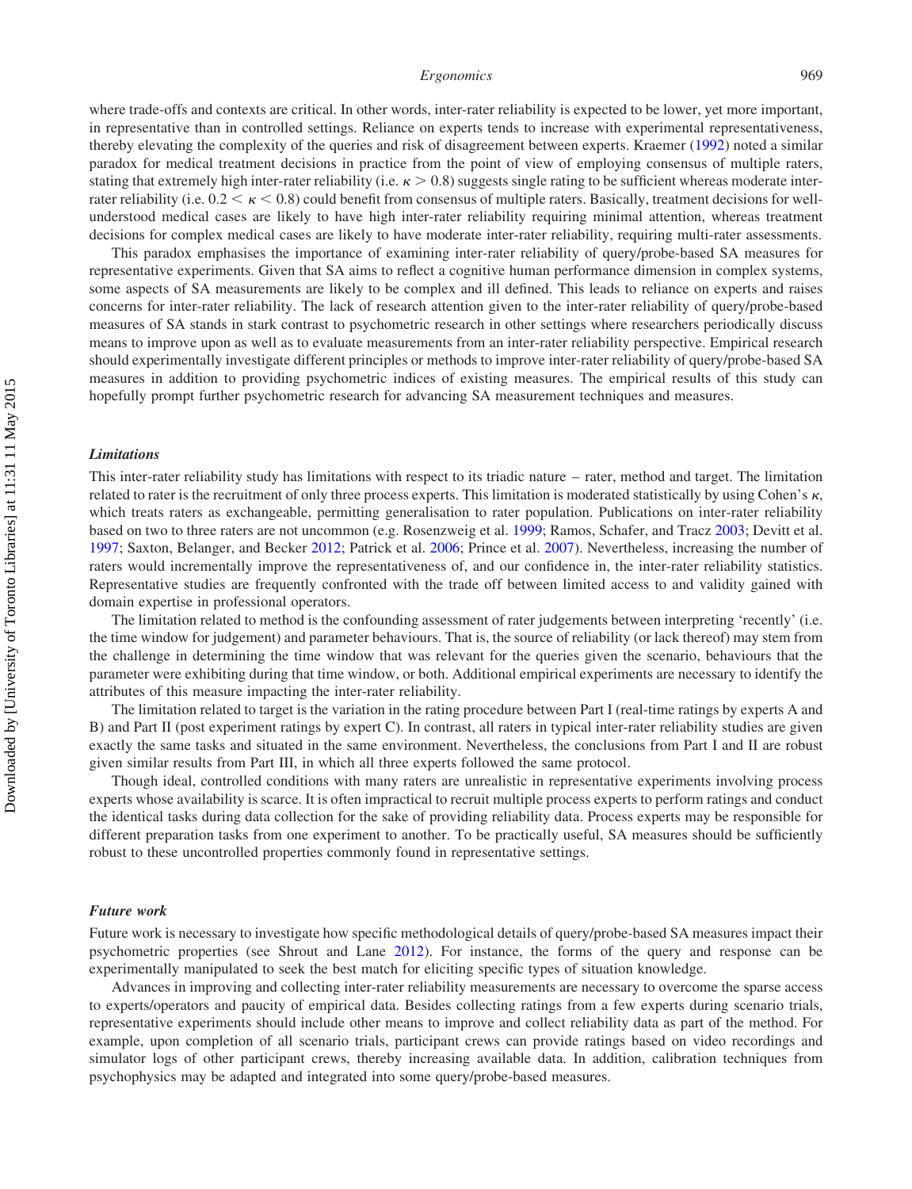where trade-offs and contexts are critical. In other words, inter-rater reliability is expected to be lower, yet more important, in representative than in controlled settings. Reliance on experts tends to increase with experimental representativeness, thereby elevating the complexity of the queries and risk of disagreement between experts. Kraemer (1992) noted a similar paradox for medical treatment decisions in practice from the point of view of employing consensus of multiple raters, stating that extremely high inter-rater reliability (i.e. $\kappa > 0.8$) suggests single rating to be sufficient whereas moderate inter-rater reliability (i.e. $0.2 < \kappa < 0.8$) could benefit from consensus of multiple raters. Basically, treatment decisions for well-understood medical cases are likely to have high inter-rater reliability requiring minimal attention, whereas treatment decisions for complex medical cases are likely to have moderate inter-rater reliability, requiring multi-rater assessments.

This paradox emphasises the importance of examining inter-rater reliability of query/probe-based SA measures for representative experiments. Given that SA aims to reflect a cognitive human performance dimension in complex systems, some aspects of SA measurements are likely to be complex and ill defined. This leads to reliance on experts and raises concerns for inter-rater reliability. The lack of research attention given to the inter-rater reliability of query/probe-based measures of SA stands in stark contrast to psychometric research in other settings where researchers periodically discuss means to improve upon as well as to evaluate measurements from an inter-rater reliability perspective. Empirical research should experimentally investigate different principles or methods to improve inter-rater reliability of query/probe-based SA measures in addition to providing psychometric indices of existing measures. The empirical results of this study can hopefully prompt further psychometric research for advancing SA measurement techniques and measures.

### *Limitations*

This inter-rater reliability study has limitations with respect to its triadic nature – rater, method and target. The limitation related to rater is the recruitment of only three process experts. This limitation is moderated statistically by using Cohen's $\kappa$, which treats raters as exchangeable, permitting generalisation to rater population. Publications on inter-rater reliability based on two to three raters are not uncommon (e.g. Rosenzweig et al. 1999; Ramos, Schafer, and Tracz 2003; Devitt et al. 1997; Saxton, Belanger, and Becker 2012; Patrick et al. 2006; Prince et al. 2007). Nevertheless, increasing the number of raters would incrementally improve the representativeness of, and our confidence in, the inter-rater reliability statistics. Representative studies are frequently confronted with the trade off between limited access to and validity gained with domain expertise in professional operators.

The limitation related to method is the confounding assessment of rater judgements between interpreting 'recently' (i.e. the time window for judgement) and parameter behaviours. That is, the source of reliability (or lack thereof) may stem from the challenge in determining the time window that was relevant for the queries given the scenario, behaviours that the parameter were exhibiting during that time window, or both. Additional empirical experiments are necessary to identify the attributes of this measure impacting the inter-rater reliability.

The limitation related to target is the variation in the rating procedure between Part I (real-time ratings by experts A and B) and Part II (post experiment ratings by expert C). In contrast, all raters in typical inter-rater reliability studies are given exactly the same tasks and situated in the same environment. Nevertheless, the conclusions from Part I and II are robust given similar results from Part III, in which all three experts followed the same protocol.

Though ideal, controlled conditions with many raters are unrealistic in representative experiments involving process experts whose availability is scarce. It is often impractical to recruit multiple process experts to perform ratings and conduct the identical tasks during data collection for the sake of providing reliability data. Process experts may be responsible for different preparation tasks from one experiment to another. To be practically useful, SA measures should be sufficiently robust to these uncontrolled properties commonly found in representative settings.

### *Future work*

Future work is necessary to investigate how specific methodological details of query/probe-based SA measures impact their psychometric properties (see Shrout and Lane 2012). For instance, the forms of the query and response can be experimentally manipulated to seek the best match for eliciting specific types of situation knowledge.

Advances in improving and collecting inter-rater reliability measurements are necessary to overcome the sparse access to experts/operators and paucity of empirical data. Besides collecting ratings from a few experts during scenario trials, representative experiments should include other means to improve and collect reliability data as part of the method. For example, upon completion of all scenario trials, participant crews can provide ratings based on video recordings and simulator logs of other participant crews, thereby increasing available data. In addition, calibration techniques from psychophysics may be adapted and integrated into some query/probe-based measures.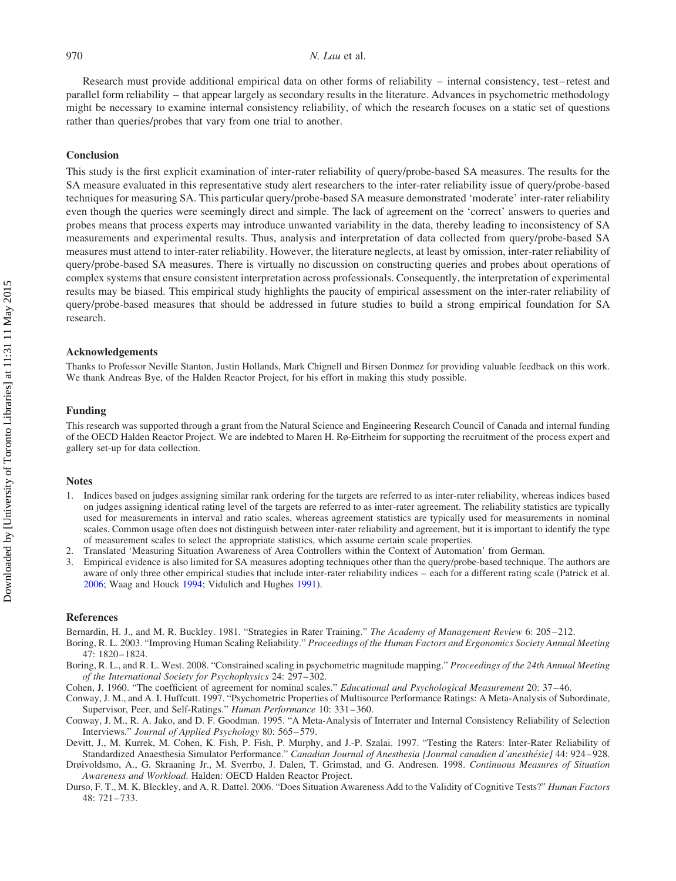Research must provide additional empirical data on other forms of reliability – internal consistency, test–retest and parallel form reliability – that appear largely as secondary results in the literature. Advances in psychometric methodology might be necessary to examine internal consistency reliability, of which the research focuses on a static set of questions rather than queries/probes that vary from one trial to another.

### Conclusion

This study is the first explicit examination of inter-rater reliability of query/probe-based SA measures. The results for the SA measure evaluated in this representative study alert researchers to the inter-rater reliability issue of query/probe-based techniques for measuring SA. This particular query/probe-based SA measure demonstrated 'moderate' inter-rater reliability even though the queries were seemingly direct and simple. The lack of agreement on the 'correct' answers to queries and probes means that process experts may introduce unwanted variability in the data, thereby leading to inconsistency of SA measurements and experimental results. Thus, analysis and interpretation of data collected from query/probe-based SA measures must attend to inter-rater reliability. However, the literature neglects, at least by omission, inter-rater reliability of query/probe-based SA measures. There is virtually no discussion on constructing queries and probes about operations of complex systems that ensure consistent interpretation across professionals. Consequently, the interpretation of experimental results may be biased. This empirical study highlights the paucity of empirical assessment on the inter-rater reliability of query/probe-based measures that should be addressed in future studies to build a strong empirical foundation for SA research.

### Acknowledgements

Thanks to Professor Neville Stanton, Justin Hollands, Mark Chignell and Birsen Donmez for providing valuable feedback on this work. We thank Andreas Bye, of the Halden Reactor Project, for his effort in making this study possible.

### Funding

This research was supported through a grant from the Natural Science and Engineering Research Council of Canada and internal funding of the OECD Halden Reactor Project. We are indebted to Maren H. Rø-Eitrheim for supporting the recruitment of the process expert and gallery set-up for data collection.

### Notes

1. Indices based on judges assigning similar rank ordering for the targets are referred to as inter-rater reliability, whereas indices based on judges assigning identical rating level of the targets are referred to as inter-rater agreement. The reliability statistics are typically used for measurements in interval and ratio scales, whereas agreement statistics are typically used for measurements in nominal scales. Common usage often does not distinguish between inter-rater reliability and agreement, but it is important to identify the type of measurement scales to select the appropriate statistics, which assume certain scale properties.
2. Translated 'Measuring Situation Awareness of Area Controllers within the Context of Automation' from German.
3. Empirical evidence is also limited for SA measures adopting techniques other than the query/probe-based technique. The authors are aware of only three other empirical studies that include inter-rater reliability indices – each for a different rating scale (Patrick et al. 2006; Waag and Houck 1994; Vidulich and Hughes 1991).

### References

Bernardin, H. J., and M. R. Buckley. 1981. "Strategies in Rater Training." *The Academy of Management Review* 6: 205–212.

Boring, R. L. 2003. "Improving Human Scaling Reliability." *Proceedings of the Human Factors and Ergonomics Society Annual Meeting* 47: 1820–1824.

Boring, R. L., and R. L. West. 2008. "Constrained scaling in psychometric magnitude mapping." *Proceedings of the 24th Annual Meeting of the International Society for Psychophysics* 24: 297–302.

Cohen, J. 1960. "The coefficient of agreement for nominal scales." *Educational and Psychological Measurement* 20: 37–46.

Conway, J. M., and A. I. Huffcutt. 1997. "Psychometric Properties of Multisource Performance Ratings: A Meta-Analysis of Subordinate, Supervisor, Peer, and Self-Ratings." *Human Performance* 10: 331–360.

Conway, J. M., R. A. Jako, and D. F. Goodman. 1995. "A Meta-Analysis of Interrater and Internal Consistency Reliability of Selection Interviews." *Journal of Applied Psychology* 80: 565–579.

Devitt, J., M. Kurrek, M. Cohen, K. Fish, P. Fish, P. Murphy, and J.-P. Szalai. 1997. "Testing the Raters: Inter-Rater Reliability of Standardized Anaesthesia Simulator Performance." *Canadian Journal of Anesthesia [Journal canadien d'anesthésie]* 44: 924–928.

Drøivoldsmo, A., G. Skraaning Jr., M. Sverrbo, J. Dalen, T. Grimstad, and G. Andresen. 1998. *Continuous Measures of Situation Awareness and Workload.* Halden: OECD Halden Reactor Project.

Durso, F. T., M. K. Bleckley, and A. R. Dattel. 2006. "Does Situation Awareness Add to the Validity of Cognitive Tests?" *Human Factors* 48: 721–733.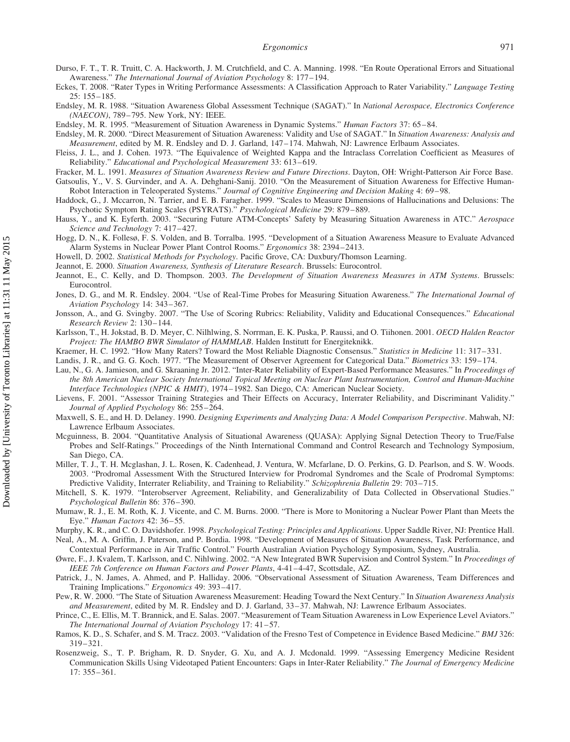Durso, F. T., T. R. Truitt, C. A. Hackworth, J. M. Crutchfield, and C. A. Manning. 1998. "En Route Operational Errors and Situational Awareness." *The International Journal of Aviation Psychology* 8: 177–194.

Eckes, T. 2008. "Rater Types in Writing Performance Assessments: A Classification Approach to Rater Variability." *Language Testing* 25: 155–185.

Endsley, M. R. 1988. "Situation Awareness Global Assessment Technique (SAGAT)." In *National Aerospace, Electronics Conference (NAECON)*, 789–795. New York, NY: IEEE.

Endsley, M. R. 1995. "Measurement of Situation Awareness in Dynamic Systems." *Human Factors* 37: 65–84.

Endsley, M. R. 2000. "Direct Measurement of Situation Awareness: Validity and Use of SAGAT." In *Situation Awareness: Analysis and Measurement*, edited by M. R. Endsley and D. J. Garland, 147–174. Mahwah, NJ: Lawrence Erlbaum Associates.

Fleiss, J. L., and J. Cohen. 1973. "The Equivalence of Weighted Kappa and the Intraclass Correlation Coefficient as Measures of Reliability." *Educational and Psychological Measurement* 33: 613–619.

Fracker, M. L. 1991. *Measures of Situation Awareness Review and Future Directions*. Dayton, OH: Wright-Patterson Air Force Base.

Gatsoulis, Y., V. S. Gurvinder, and A. A. Dehghani-Sanij. 2010. "On the Measurement of Situation Awareness for Effective Human-Robot Interaction in Teleoperated Systems." *Journal of Cognitive Engineering and Decision Making* 4: 69–98.

Haddock, G., J. Mccarron, N. Tarrier, and E. B. Faragher. 1999. "Scales to Measure Dimensions of Hallucinations and Delusions: The Psychotic Symptom Rating Scales (PSYRATS)." *Psychological Medicine* 29: 879–889.

Hauss, Y., and K. Eyferth. 2003. "Securing Future ATM-Concepts' Safety by Measuring Situation Awareness in ATC." *Aerospace Science and Technology* 7: 417–427.

Hogg, D. N., K. Follesø, F. S. Volden, and B. Torralba. 1995. "Development of a Situation Awareness Measure to Evaluate Advanced Alarm Systems in Nuclear Power Plant Control Rooms." *Ergonomics* 38: 2394–2413.

Howell, D. 2002. *Statistical Methods for Psychology*. Pacific Grove, CA: Duxbury/Thomson Learning.

Jeannot, E. 2000. *Situation Awareness, Synthesis of Literature Research*. Brussels: Eurocontrol.

Jeannot, E., C. Kelly, and D. Thompson. 2003. *The Development of Situation Awareness Measures in ATM Systems*. Brussels: Eurocontrol.

Jones, D. G., and M. R. Endsley. 2004. "Use of Real-Time Probes for Measuring Situation Awareness." *The International Journal of Aviation Psychology* 14: 343–367.

Jonsson, A., and G. Svingby. 2007. "The Use of Scoring Rubrics: Reliability, Validity and Educational Consequences." *Educational Research Review* 2: 130–144.

Karlsson, T., H. Jokstad, B. D. Meyer, C. Nilhlwing, S. Norrman, E. K. Puska, P. Raussi, and O. Tiihonen. 2001. *OECD Halden Reactor Project: The HAMBO BWR Simulator of HAMMLAB*. Halden Institutt for Energiteknikk.

Kraemer, H. C. 1992. "How Many Raters? Toward the Most Reliable Diagnostic Consensus." *Statistics in Medicine* 11: 317–331.

Landis, J. R., and G. G. Koch. 1977. "The Measurement of Observer Agreement for Categorical Data." *Biometrics* 33: 159–174.

Lau, N., G. A. Jamieson, and G. Skraaning Jr. 2012. "Inter-Rater Reliability of Expert-Based Performance Measures." In *Proceedings of the 8th American Nuclear Society International Topical Meeting on Nuclear Plant Instrumentation, Control and Human-Machine Interface Technologies (NPIC & HMIT)*, 1974–1982. San Diego, CA: American Nuclear Society.

Lievens, F. 2001. "Assessor Training Strategies and Their Effects on Accuracy, Interrater Reliability, and Discriminant Validity." *Journal of Applied Psychology* 86: 255–264.

Maxwell, S. E., and H. D. Delaney. 1990. *Designing Experiments and Analyzing Data: A Model Comparison Perspective*. Mahwah, NJ: Lawrence Erlbaum Associates.

Mcguinness, B. 2004. "Quantitative Analysis of Situational Awareness (QUASA): Applying Signal Detection Theory to True/False Probes and Self-Ratings." Proceedings of the Ninth International Command and Control Research and Technology Symposium, San Diego, CA.

Miller, T. J., T. H. Mcglashan, J. L. Rosen, K. Cadenhead, J. Ventura, W. Mcfarlane, D. O. Perkins, G. D. Pearlson, and S. W. Woods. 2003. "Prodromal Assessment With the Structured Interview for Prodromal Syndromes and the Scale of Prodromal Symptoms: Predictive Validity, Interrater Reliability, and Training to Reliability." *Schizophrenia Bulletin* 29: 703–715.

Mitchell, S. K. 1979. "Interobserver Agreement, Reliability, and Generalizability of Data Collected in Observational Studies." *Psychological Bulletin* 86: 376–390.

Mumaw, R. J., E. M. Roth, K. J. Vicente, and C. M. Burns. 2000. "There is More to Monitoring a Nuclear Power Plant than Meets the Eye." *Human Factors* 42: 36–55.

Murphy, K. R., and C. O. Davidshofer. 1998. *Psychological Testing: Principles and Applications*. Upper Saddle River, NJ: Prentice Hall.

Neal, A., M. A. Griffin, J. Paterson, and P. Bordia. 1998. "Development of Measures of Situation Awareness, Task Performance, and Contextual Performance in Air Traffic Control." Fourth Australian Aviation Psychology Symposium, Sydney, Australia.

Øwre, F., J. Kvalem, T. Karlsson, and C. Nihlwing. 2002. "A New Integrated BWR Supervision and Control System." In *Proceedings of IEEE 7th Conference on Human Factors and Power Plants*, 4-41–4-47, Scottsdale, AZ.

Patrick, J., N. James, A. Ahmed, and P. Halliday. 2006. "Observational Assessment of Situation Awareness, Team Differences and Training Implications." *Ergonomics* 49: 393–417.

Pew, R. W. 2000. "The State of Situation Awareness Measurement: Heading Toward the Next Century." In *Situation Awareness Analysis and Measurement*, edited by M. R. Endsley and D. J. Garland, 33–37. Mahwah, NJ: Lawrence Erlbaum Associates.

Prince, C., E. Ellis, M. T. Brannick, and E. Salas. 2007. "Measurement of Team Situation Awareness in Low Experience Level Aviators." *The International Journal of Aviation Psychology* 17: 41–57.

Ramos, K. D., S. Schafer, and S. M. Tracz. 2003. "Validation of the Fresno Test of Competence in Evidence Based Medicine." *BMJ* 326: 319–321.

Rosenzweig, S., T. P. Brigham, R. D. Snyder, G. Xu, and A. J. Mcdonald. 1999. "Assessing Emergency Medicine Resident Communication Skills Using Videotaped Patient Encounters: Gaps in Inter-Rater Reliability." *The Journal of Emergency Medicine* 17: 355–361.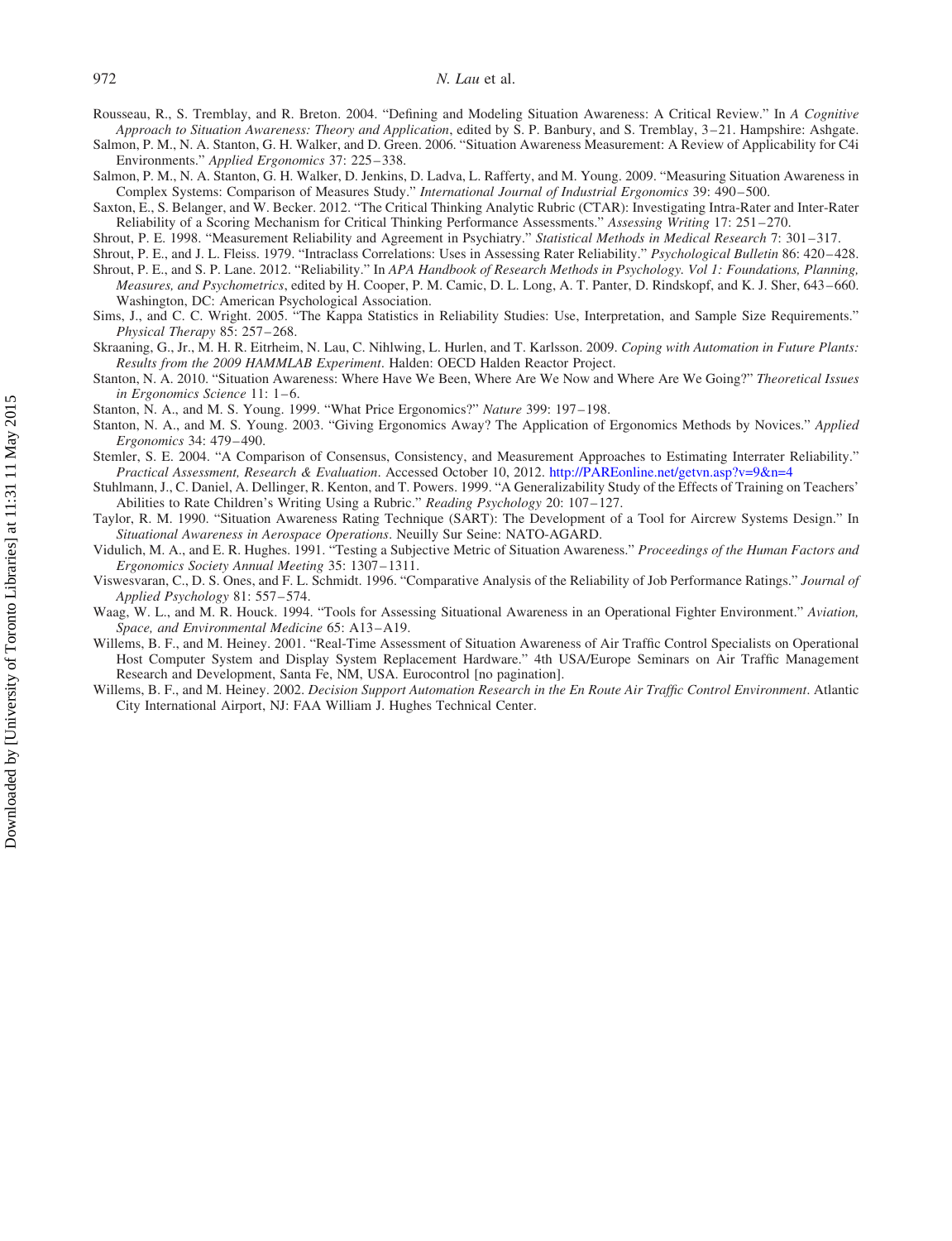Rousseau, R., S. Tremblay, and R. Breton. 2004. "Defining and Modeling Situation Awareness: A Critical Review." In *A Cognitive Approach to Situation Awareness: Theory and Application*, edited by S. P. Banbury, and S. Tremblay, 3–21. Hampshire: Ashgate.

Salmon, P. M., N. A. Stanton, G. H. Walker, and D. Green. 2006. "Situation Awareness Measurement: A Review of Applicability for C4i Environments." *Applied Ergonomics* 37: 225–338.

Salmon, P. M., N. A. Stanton, G. H. Walker, D. Jenkins, D. Ladva, L. Rafferty, and M. Young. 2009. "Measuring Situation Awareness in Complex Systems: Comparison of Measures Study." *International Journal of Industrial Ergonomics* 39: 490–500.

Saxton, E., S. Belanger, and W. Becker. 2012. "The Critical Thinking Analytic Rubric (CTAR): Investigating Intra-Rater and Inter-Rater Reliability of a Scoring Mechanism for Critical Thinking Performance Assessments." *Assessing Writing* 17: 251–270.

Shrout, P. E. 1998. "Measurement Reliability and Agreement in Psychiatry." *Statistical Methods in Medical Research* 7: 301–317.

Shrout, P. E., and J. L. Fleiss. 1979. "Intraclass Correlations: Uses in Assessing Rater Reliability." *Psychological Bulletin* 86: 420–428.

Shrout, P. E., and S. P. Lane. 2012. "Reliability." In *APA Handbook of Research Methods in Psychology. Vol 1: Foundations, Planning, Measures, and Psychometrics*, edited by H. Cooper, P. M. Camic, D. L. Long, A. T. Panter, D. Rindskopf, and K. J. Sher, 643–660. Washington, DC: American Psychological Association.

Sims, J., and C. C. Wright. 2005. "The Kappa Statistics in Reliability Studies: Use, Interpretation, and Sample Size Requirements." *Physical Therapy* 85: 257–268.

Skraaning, G., Jr., M. H. R. Eitrheim, N. Lau, C. Nihlwing, L. Hurlen, and T. Karlsson. 2009. *Coping with Automation in Future Plants: Results from the 2009 HAMMLAB Experiment*. Halden: OECD Halden Reactor Project.

Stanton, N. A. 2010. "Situation Awareness: Where Have We Been, Where Are We Now and Where Are We Going?" *Theoretical Issues in Ergonomics Science* 11: 1–6.

Stanton, N. A., and M. S. Young. 1999. "What Price Ergonomics?" *Nature* 399: 197–198.

Stanton, N. A., and M. S. Young. 2003. "Giving Ergonomics Away? The Application of Ergonomics Methods by Novices." *Applied Ergonomics* 34: 479–490.

Stemler, S. E. 2004. "A Comparison of Consensus, Consistency, and Measurement Approaches to Estimating Interrater Reliability." *Practical Assessment, Research & Evaluation*. Accessed October 10, 2012. http://PAREonline.net/getvn.asp?v=9&n=4

Stuhlmann, J., C. Daniel, A. Dellinger, R. Kenton, and T. Powers. 1999. "A Generalizability Study of the Effects of Training on Teachers' Abilities to Rate Children's Writing Using a Rubric." *Reading Psychology* 20: 107–127.

Taylor, R. M. 1990. "Situation Awareness Rating Technique (SART): The Development of a Tool for Aircrew Systems Design." In *Situational Awareness in Aerospace Operations*. Neuilly Sur Seine: NATO-AGARD.

Vidulich, M. A., and E. R. Hughes. 1991. "Testing a Subjective Metric of Situation Awareness." *Proceedings of the Human Factors and Ergonomics Society Annual Meeting* 35: 1307–1311.

Viswesvaran, C., D. S. Ones, and F. L. Schmidt. 1996. "Comparative Analysis of the Reliability of Job Performance Ratings." *Journal of Applied Psychology* 81: 557–574.

Waag, W. L., and M. R. Houck. 1994. "Tools for Assessing Situational Awareness in an Operational Fighter Environment." *Aviation, Space, and Environmental Medicine* 65: A13–A19.

Willems, B. F., and M. Heiney. 2001. "Real-Time Assessment of Situation Awareness of Air Traffic Control Specialists on Operational Host Computer System and Display System Replacement Hardware." 4th USA/Europe Seminars on Air Traffic Management Research and Development, Santa Fe, NM, USA. Eurocontrol [no pagination].

Willems, B. F., and M. Heiney. 2002. *Decision Support Automation Research in the En Route Air Traffic Control Environment*. Atlantic City International Airport, NJ: FAA William J. Hughes Technical Center.